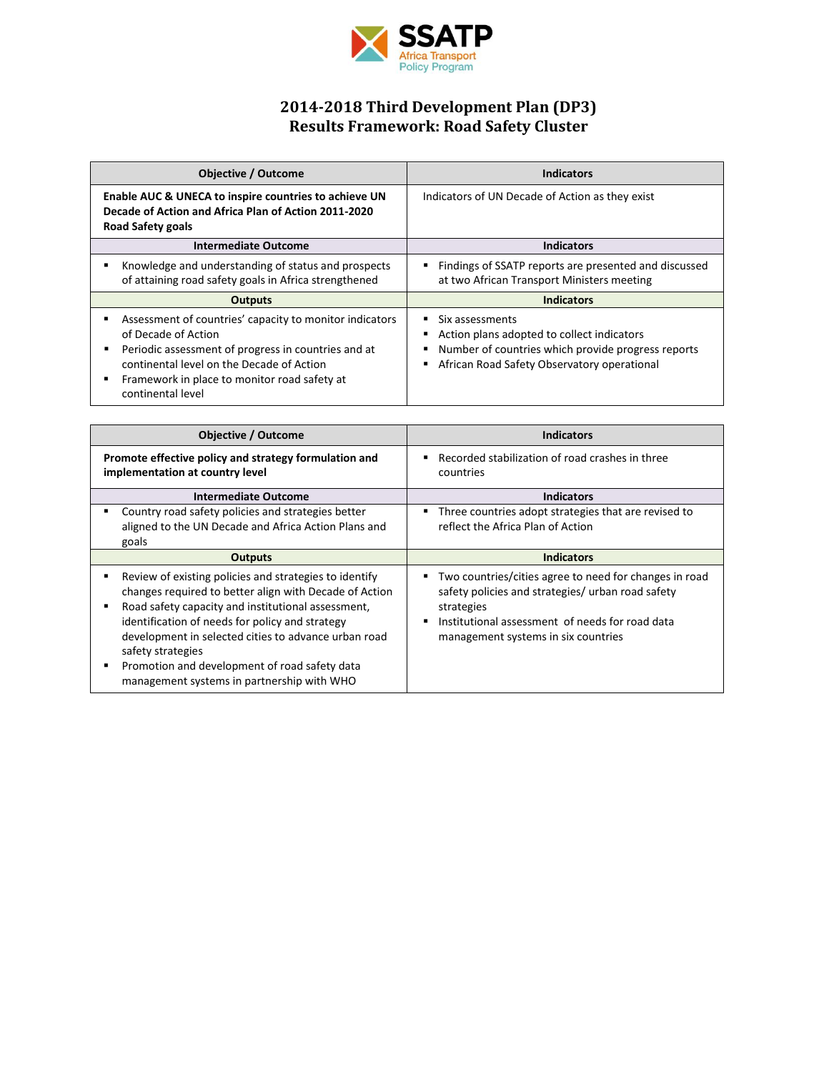SSATP
Africa Transport
Policy Program

# 2014-2018 Third Development Plan (DP3)
# Results Framework: Road Safety Cluster

| Objective / Outcome | Indicators |
|---|---|
| **Enable AUC & UNECA to inspire countries to achieve UN Decade of Action and Africa Plan of Action 2011-2020 Road Safety goals** | Indicators of UN Decade of Action as they exist |
| **Intermediate Outcome** | **Indicators** |
| ▪ Knowledge and understanding of status and prospects of attaining road safety goals in Africa strengthened | ▪ Findings of SSATP reports are presented and discussed at two African Transport Ministers meeting |
| **Outputs** | **Indicators** |
| ▪ Assessment of countries' capacity to monitor indicators of Decade of Action<br>▪ Periodic assessment of progress in countries and at continental level on the Decade of Action<br>▪ Framework in place to monitor road safety at continental level | ▪ Six assessments<br>▪ Action plans adopted to collect indicators<br>▪ Number of countries which provide progress reports<br>▪ African Road Safety Observatory operational |

| Objective / Outcome | Indicators |
|---|---|
| **Promote effective policy and strategy formulation and implementation at country level** | ▪ Recorded stabilization of road crashes in three countries |
| **Intermediate Outcome** | **Indicators** |
| ▪ Country road safety policies and strategies better aligned to the UN Decade and Africa Action Plans and goals | ▪ Three countries adopt strategies that are revised to reflect the Africa Plan of Action |
| **Outputs** | **Indicators** |
| ▪ Review of existing policies and strategies to identify changes required to better align with Decade of Action<br>▪ Road safety capacity and institutional assessment, identification of needs for policy and strategy development in selected cities to advance urban road safety strategies<br>▪ Promotion and development of road safety data management systems in partnership with WHO | ▪ Two countries/cities agree to need for changes in road safety policies and strategies/ urban road safety strategies<br>▪ Institutional assessment of needs for road data management systems in six countries |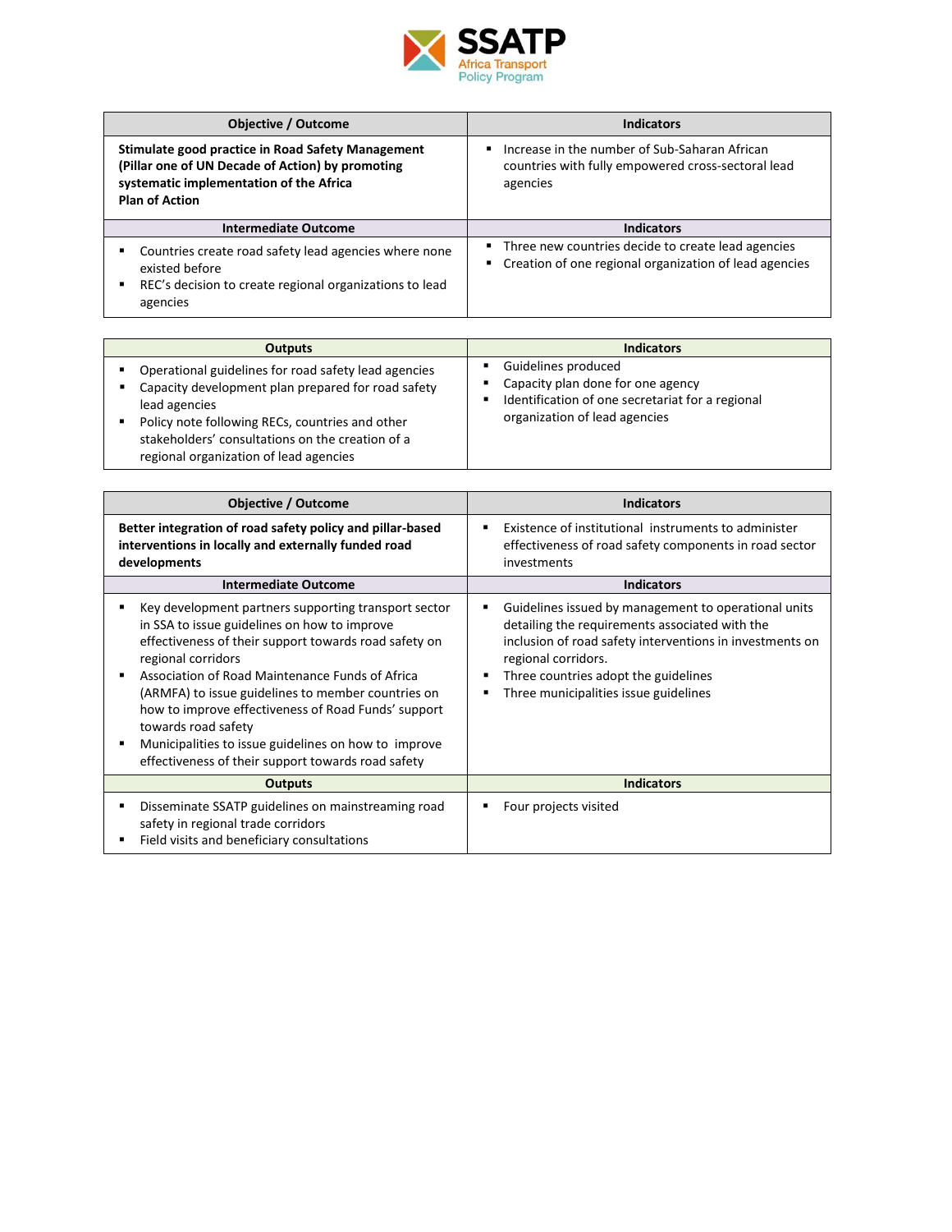| Objective / Outcome | Indicators |
|---|---|
| **Stimulate good practice in Road Safety Management (Pillar one of UN Decade of Action) by promoting systematic implementation of the Africa Plan of Action** | ▪ Increase in the number of Sub-Saharan African countries with fully empowered cross-sectoral lead agencies |
| **Intermediate Outcome** | **Indicators** |
| ▪ Countries create road safety lead agencies where none existed before<br>▪ REC's decision to create regional organizations to lead agencies | ▪ Three new countries decide to create lead agencies<br>▪ Creation of one regional organization of lead agencies |

| Outputs | Indicators |
|---|---|
| ▪ Operational guidelines for road safety lead agencies<br>▪ Capacity development plan prepared for road safety lead agencies<br>▪ Policy note following RECs, countries and other stakeholders' consultations on the creation of a regional organization of lead agencies | ▪ Guidelines produced<br>▪ Capacity plan done for one agency<br>▪ Identification of one secretariat for a regional organization of lead agencies |

| Objective / Outcome | Indicators |
|---|---|
| **Better integration of road safety policy and pillar-based interventions in locally and externally funded road developments** | ▪ Existence of institutional instruments to administer effectiveness of road safety components in road sector investments |
| **Intermediate Outcome** | **Indicators** |
| ▪ Key development partners supporting transport sector in SSA to issue guidelines on how to improve effectiveness of their support towards road safety on regional corridors<br>▪ Association of Road Maintenance Funds of Africa (ARMFA) to issue guidelines to member countries on how to improve effectiveness of Road Funds' support towards road safety<br>▪ Municipalities to issue guidelines on how to improve effectiveness of their support towards road safety | ▪ Guidelines issued by management to operational units detailing the requirements associated with the inclusion of road safety interventions in investments on regional corridors.<br>▪ Three countries adopt the guidelines<br>▪ Three municipalities issue guidelines |
| **Outputs** | **Indicators** |
| ▪ Disseminate SSATP guidelines on mainstreaming road safety in regional trade corridors<br>▪ Field visits and beneficiary consultations | ▪ Four projects visited |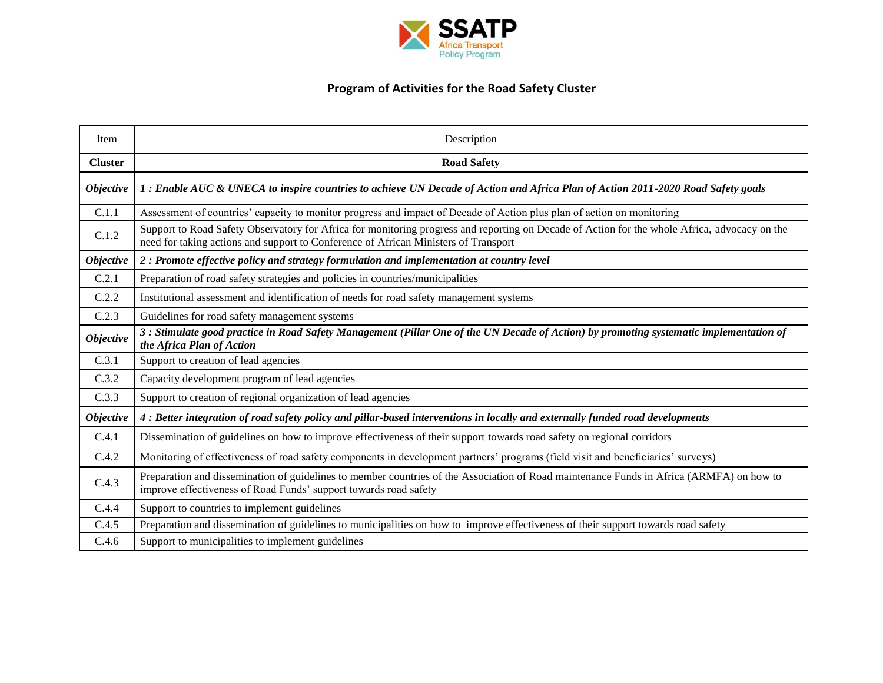SSATP
Africa Transport
Policy Program

## Program of Activities for the Road Safety Cluster

| Item | Description |
|---|---|
| **Cluster** | **Road Safety** |
| ***Objective*** | ***1 : Enable AUC & UNECA to inspire countries to achieve UN Decade of Action and Africa Plan of Action 2011-2020 Road Safety goals*** |
| C.1.1 | Assessment of countries' capacity to monitor progress and impact of Decade of Action plus plan of action on monitoring |
| C.1.2 | Support to Road Safety Observatory for Africa for monitoring progress and reporting on Decade of Action for the whole Africa, advocacy on the need for taking actions and support to Conference of African Ministers of Transport |
| ***Objective*** | ***2 : Promote effective policy and strategy formulation and implementation at country level*** |
| C.2.1 | Preparation of road safety strategies and policies in countries/municipalities |
| C.2.2 | Institutional assessment and identification of needs for road safety management systems |
| C.2.3 | Guidelines for road safety management systems |
| ***Objective*** | ***3 : Stimulate good practice in Road Safety Management (Pillar One of the UN Decade of Action) by promoting systematic implementation of the Africa Plan of Action*** |
| C.3.1 | Support to creation of lead agencies |
| C.3.2 | Capacity development program of lead agencies |
| C.3.3 | Support to creation of regional organization of lead agencies |
| ***Objective*** | ***4 : Better integration of road safety policy and pillar-based interventions in locally and externally funded road developments*** |
| C.4.1 | Dissemination of guidelines on how to improve effectiveness of their support towards road safety on regional corridors |
| C.4.2 | Monitoring of effectiveness of road safety components in development partners' programs (field visit and beneficiaries' surveys) |
| C.4.3 | Preparation and dissemination of guidelines to member countries of the Association of Road maintenance Funds in Africa (ARMFA) on how to improve effectiveness of Road Funds' support towards road safety |
| C.4.4 | Support to countries to implement guidelines |
| C.4.5 | Preparation and dissemination of guidelines to municipalities on how to improve effectiveness of their support towards road safety |
| C.4.6 | Support to municipalities to implement guidelines |